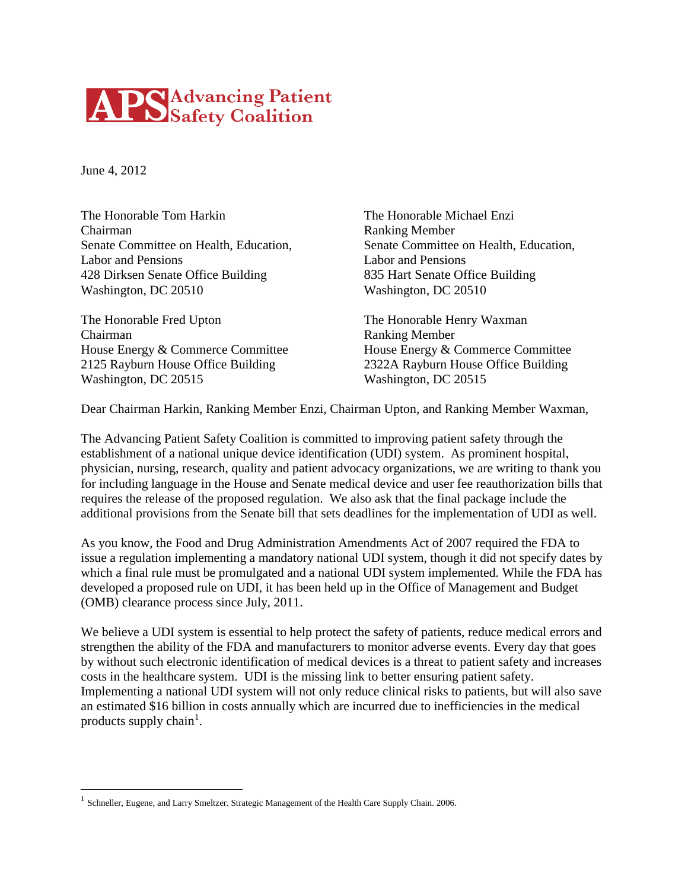**APS Advancing Patient Safety Coalition**

June 4, 2012

The Honorable Tom Harkin
Chairman
Senate Committee on Health, Education, Labor and Pensions
428 Dirksen Senate Office Building
Washington, DC 20510

The Honorable Michael Enzi
Ranking Member
Senate Committee on Health, Education, Labor and Pensions
835 Hart Senate Office Building
Washington, DC 20510

The Honorable Fred Upton
Chairman
House Energy & Commerce Committee
2125 Rayburn House Office Building
Washington, DC 20515

The Honorable Henry Waxman
Ranking Member
House Energy & Commerce Committee
2322A Rayburn House Office Building
Washington, DC 20515

Dear Chairman Harkin, Ranking Member Enzi, Chairman Upton, and Ranking Member Waxman,

The Advancing Patient Safety Coalition is committed to improving patient safety through the establishment of a national unique device identification (UDI) system. As prominent hospital, physician, nursing, research, quality and patient advocacy organizations, we are writing to thank you for including language in the House and Senate medical device and user fee reauthorization bills that requires the release of the proposed regulation. We also ask that the final package include the additional provisions from the Senate bill that sets deadlines for the implementation of UDI as well.

As you know, the Food and Drug Administration Amendments Act of 2007 required the FDA to issue a regulation implementing a mandatory national UDI system, though it did not specify dates by which a final rule must be promulgated and a national UDI system implemented. While the FDA has developed a proposed rule on UDI, it has been held up in the Office of Management and Budget (OMB) clearance process since July, 2011.

We believe a UDI system is essential to help protect the safety of patients, reduce medical errors and strengthen the ability of the FDA and manufacturers to monitor adverse events. Every day that goes by without such electronic identification of medical devices is a threat to patient safety and increases costs in the healthcare system. UDI is the missing link to better ensuring patient safety. Implementing a national UDI system will not only reduce clinical risks to patients, but will also save an estimated $16 billion in costs annually which are incurred due to inefficiencies in the medical products supply chain[1].

---

[1] Schneller, Eugene, and Larry Smeltzer. Strategic Management of the Health Care Supply Chain. 2006.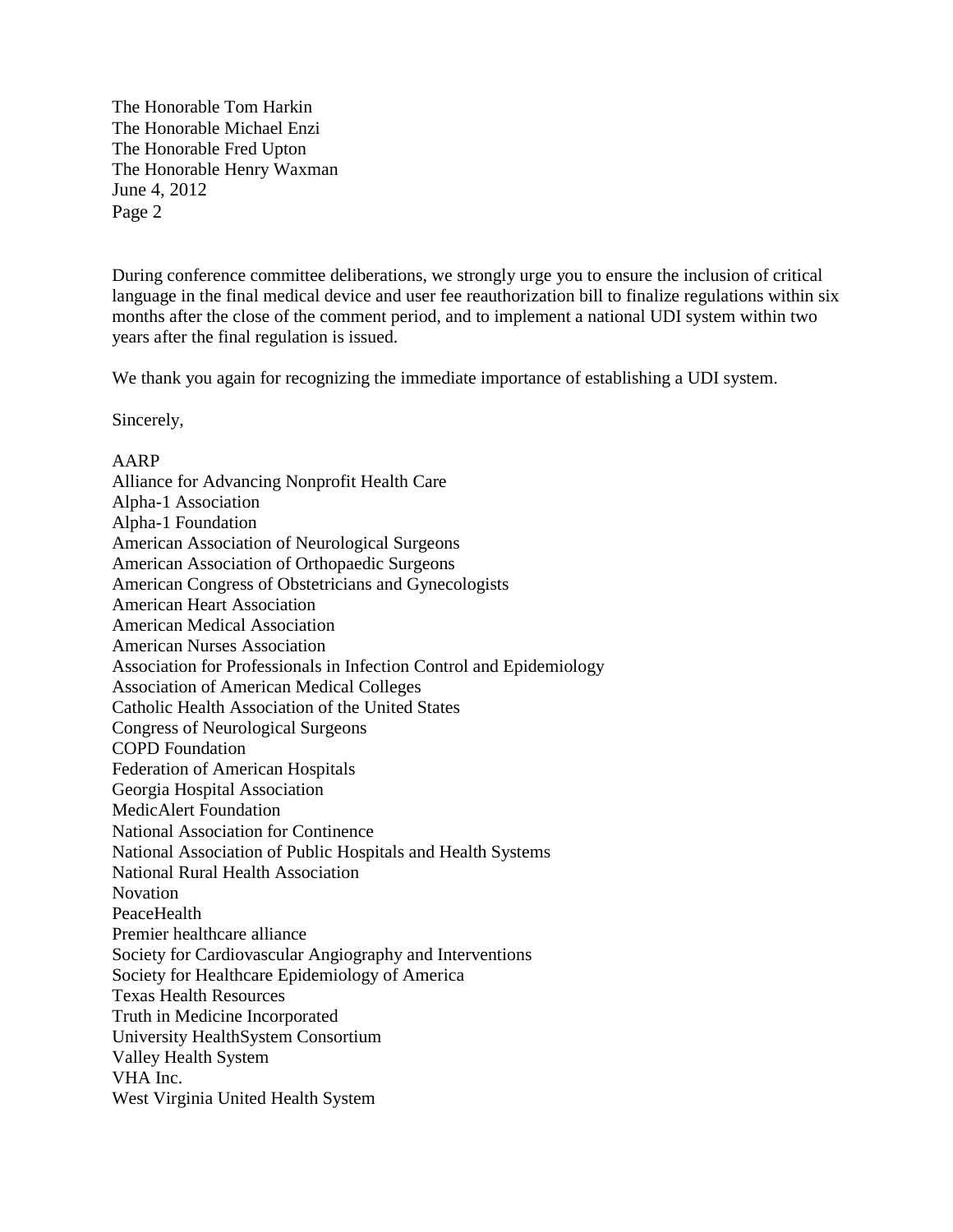The Honorable Tom Harkin
The Honorable Michael Enzi
The Honorable Fred Upton
The Honorable Henry Waxman
June 4, 2012

During conference committee deliberations, we strongly urge you to ensure the inclusion of critical language in the final medical device and user fee reauthorization bill to finalize regulations within six months after the close of the comment period, and to implement a national UDI system within two years after the final regulation is issued.

We thank you again for recognizing the immediate importance of establishing a UDI system.

Sincerely,

AARP
Alliance for Advancing Nonprofit Health Care
Alpha-1 Association
Alpha-1 Foundation
American Association of Neurological Surgeons
American Association of Orthopaedic Surgeons
American Congress of Obstetricians and Gynecologists
American Heart Association
American Medical Association
American Nurses Association
Association for Professionals in Infection Control and Epidemiology
Association of American Medical Colleges
Catholic Health Association of the United States
Congress of Neurological Surgeons
COPD Foundation
Federation of American Hospitals
Georgia Hospital Association
MedicAlert Foundation
National Association for Continence
National Association of Public Hospitals and Health Systems
National Rural Health Association
Novation
PeaceHealth
Premier healthcare alliance
Society for Cardiovascular Angiography and Interventions
Society for Healthcare Epidemiology of America
Texas Health Resources
Truth in Medicine Incorporated
University HealthSystem Consortium
Valley Health System
VHA Inc.
West Virginia United Health System